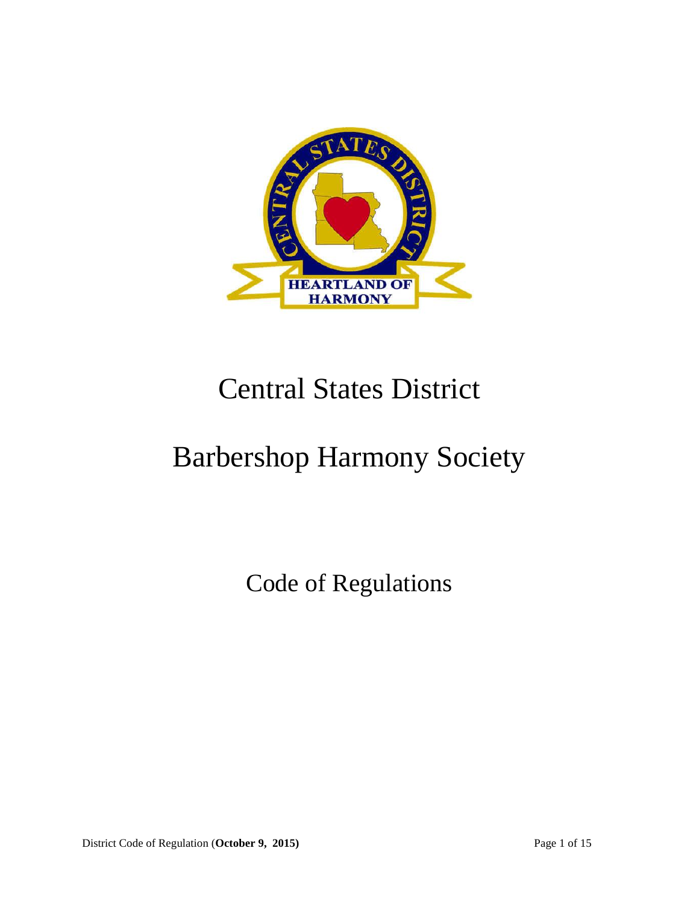# Central States District

# Barbershop Harmony Society

## Code of Regulations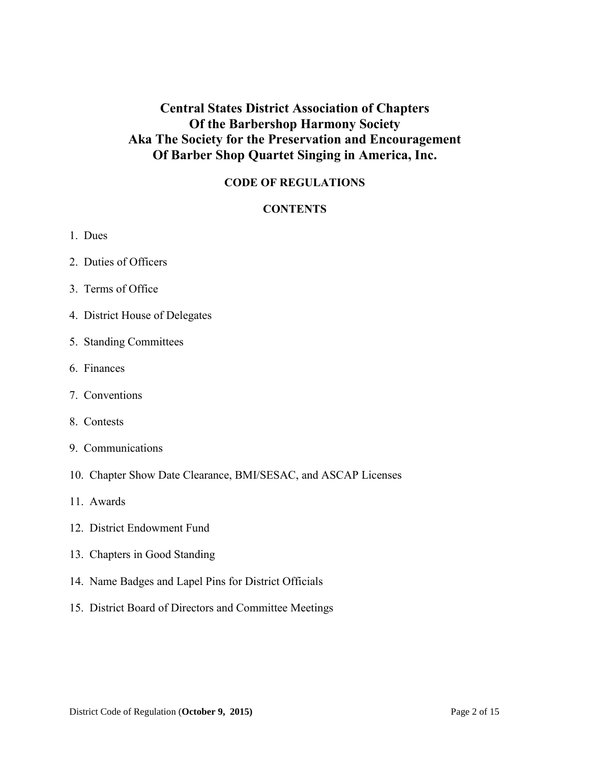# Central States District Association of Chapters Of the Barbershop Harmony Society Aka The Society for the Preservation and Encouragement Of Barber Shop Quartet Singing in America, Inc.

## CODE OF REGULATIONS

### CONTENTS

1. Dues
2. Duties of Officers
3. Terms of Office
4. District House of Delegates
5. Standing Committees
6. Finances
7. Conventions
8. Contests
9. Communications
10. Chapter Show Date Clearance, BMI/SESAC, and ASCAP Licenses
11. Awards
12. District Endowment Fund
13. Chapters in Good Standing
14. Name Badges and Lapel Pins for District Officials
15. District Board of Directors and Committee Meetings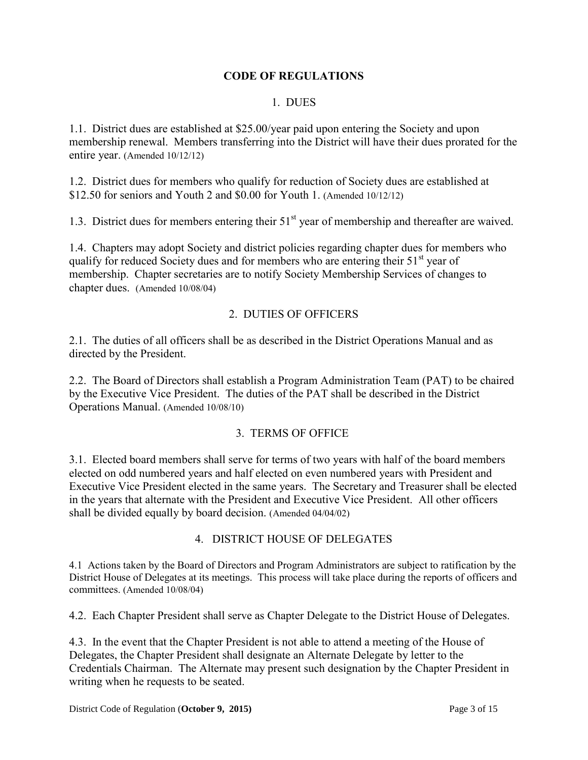# CODE OF REGULATIONS

## 1. DUES

1.1. District dues are established at $25.00/year paid upon entering the Society and upon membership renewal. Members transferring into the District will have their dues prorated for the entire year. (Amended 10/12/12)

1.2. District dues for members who qualify for reduction of Society dues are established at $12.50 for seniors and Youth 2 and $0.00 for Youth 1. (Amended 10/12/12)

1.3. District dues for members entering their 51st year of membership and thereafter are waived.

1.4. Chapters may adopt Society and district policies regarding chapter dues for members who qualify for reduced Society dues and for members who are entering their 51st year of membership. Chapter secretaries are to notify Society Membership Services of changes to chapter dues. (Amended 10/08/04)

## 2. DUTIES OF OFFICERS

2.1. The duties of all officers shall be as described in the District Operations Manual and as directed by the President.

2.2. The Board of Directors shall establish a Program Administration Team (PAT) to be chaired by the Executive Vice President. The duties of the PAT shall be described in the District Operations Manual. (Amended 10/08/10)

## 3. TERMS OF OFFICE

3.1. Elected board members shall serve for terms of two years with half of the board members elected on odd numbered years and half elected on even numbered years with President and Executive Vice President elected in the same years. The Secretary and Treasurer shall be elected in the years that alternate with the President and Executive Vice President. All other officers shall be divided equally by board decision. (Amended 04/04/02)

## 4. DISTRICT HOUSE OF DELEGATES

4.1 Actions taken by the Board of Directors and Program Administrators are subject to ratification by the District House of Delegates at its meetings. This process will take place during the reports of officers and committees. (Amended 10/08/04)

4.2. Each Chapter President shall serve as Chapter Delegate to the District House of Delegates.

4.3. In the event that the Chapter President is not able to attend a meeting of the House of Delegates, the Chapter President shall designate an Alternate Delegate by letter to the Credentials Chairman. The Alternate may present such designation by the Chapter President in writing when he requests to be seated.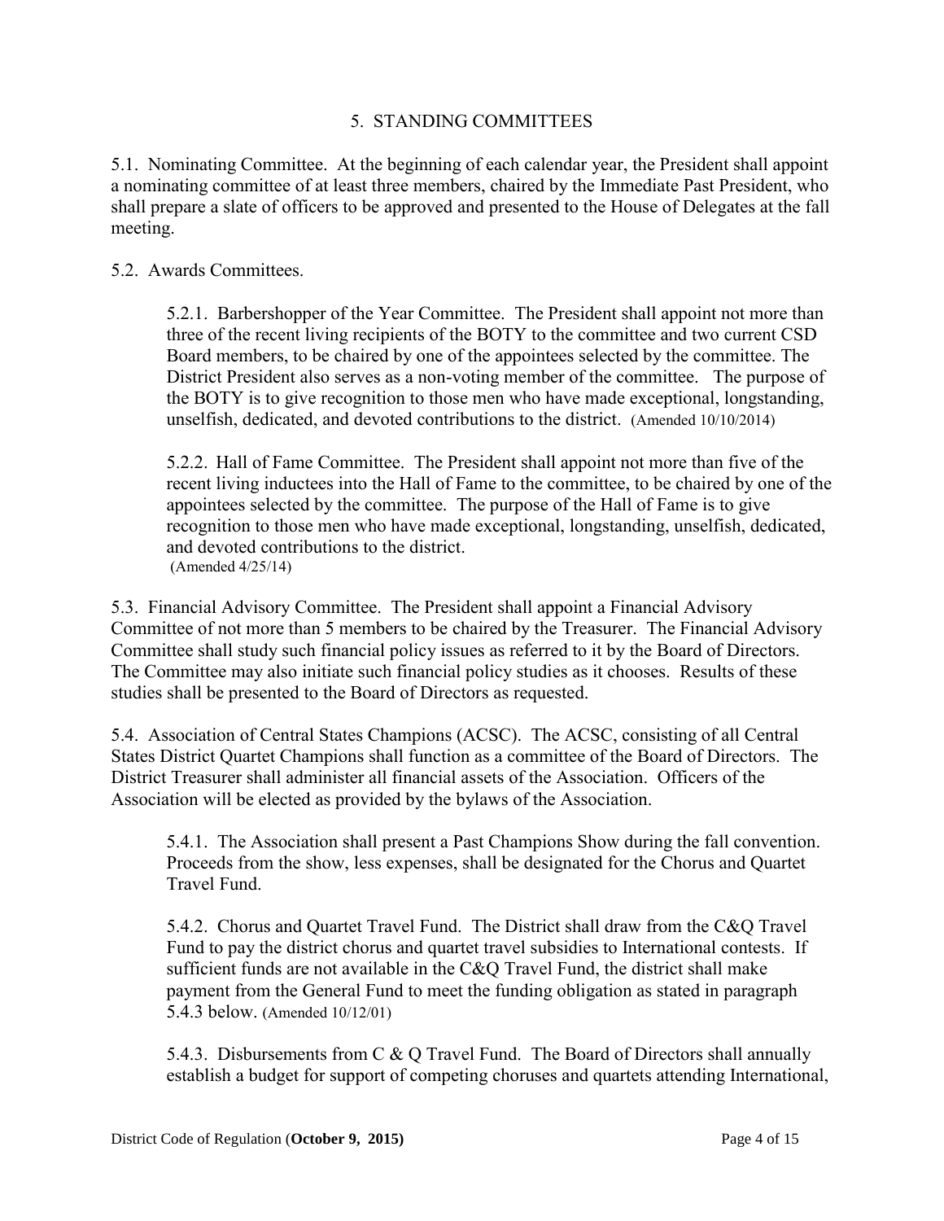## 5. STANDING COMMITTEES

5.1. Nominating Committee. At the beginning of each calendar year, the President shall appoint a nominating committee of at least three members, chaired by the Immediate Past President, who shall prepare a slate of officers to be approved and presented to the House of Delegates at the fall meeting.

5.2. Awards Committees.

5.2.1. Barbershopper of the Year Committee. The President shall appoint not more than three of the recent living recipients of the BOTY to the committee and two current CSD Board members, to be chaired by one of the appointees selected by the committee. The District President also serves as a non-voting member of the committee. The purpose of the BOTY is to give recognition to those men who have made exceptional, longstanding, unselfish, dedicated, and devoted contributions to the district. (Amended 10/10/2014)

5.2.2. Hall of Fame Committee. The President shall appoint not more than five of the recent living inductees into the Hall of Fame to the committee, to be chaired by one of the appointees selected by the committee. The purpose of the Hall of Fame is to give recognition to those men who have made exceptional, longstanding, unselfish, dedicated, and devoted contributions to the district.
(Amended 4/25/14)

5.3. Financial Advisory Committee. The President shall appoint a Financial Advisory Committee of not more than 5 members to be chaired by the Treasurer. The Financial Advisory Committee shall study such financial policy issues as referred to it by the Board of Directors. The Committee may also initiate such financial policy studies as it chooses. Results of these studies shall be presented to the Board of Directors as requested.

5.4. Association of Central States Champions (ACSC). The ACSC, consisting of all Central States District Quartet Champions shall function as a committee of the Board of Directors. The District Treasurer shall administer all financial assets of the Association. Officers of the Association will be elected as provided by the bylaws of the Association.

5.4.1. The Association shall present a Past Champions Show during the fall convention. Proceeds from the show, less expenses, shall be designated for the Chorus and Quartet Travel Fund.

5.4.2. Chorus and Quartet Travel Fund. The District shall draw from the C&Q Travel Fund to pay the district chorus and quartet travel subsidies to International contests. If sufficient funds are not available in the C&Q Travel Fund, the district shall make payment from the General Fund to meet the funding obligation as stated in paragraph 5.4.3 below. (Amended 10/12/01)

5.4.3. Disbursements from C & Q Travel Fund. The Board of Directors shall annually establish a budget for support of competing choruses and quartets attending International,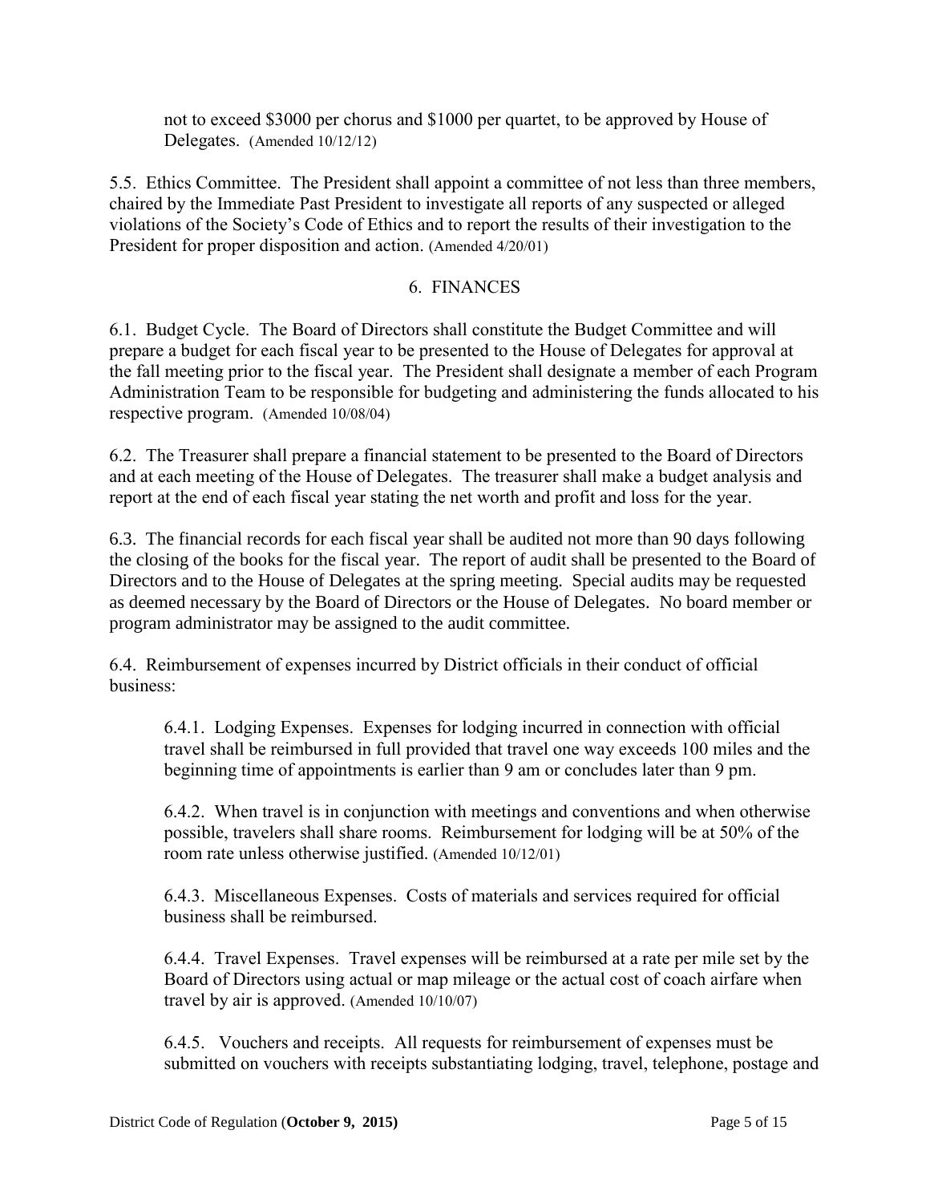not to exceed $3000 per chorus and $1000 per quartet, to be approved by House of Delegates. (Amended 10/12/12)

5.5. Ethics Committee. The President shall appoint a committee of not less than three members, chaired by the Immediate Past President to investigate all reports of any suspected or alleged violations of the Society's Code of Ethics and to report the results of their investigation to the President for proper disposition and action. (Amended 4/20/01)

## 6. FINANCES

6.1. Budget Cycle. The Board of Directors shall constitute the Budget Committee and will prepare a budget for each fiscal year to be presented to the House of Delegates for approval at the fall meeting prior to the fiscal year. The President shall designate a member of each Program Administration Team to be responsible for budgeting and administering the funds allocated to his respective program. (Amended 10/08/04)

6.2. The Treasurer shall prepare a financial statement to be presented to the Board of Directors and at each meeting of the House of Delegates. The treasurer shall make a budget analysis and report at the end of each fiscal year stating the net worth and profit and loss for the year.

6.3. The financial records for each fiscal year shall be audited not more than 90 days following the closing of the books for the fiscal year. The report of audit shall be presented to the Board of Directors and to the House of Delegates at the spring meeting. Special audits may be requested as deemed necessary by the Board of Directors or the House of Delegates. No board member or program administrator may be assigned to the audit committee.

6.4. Reimbursement of expenses incurred by District officials in their conduct of official business:

6.4.1. Lodging Expenses. Expenses for lodging incurred in connection with official travel shall be reimbursed in full provided that travel one way exceeds 100 miles and the beginning time of appointments is earlier than 9 am or concludes later than 9 pm.

6.4.2. When travel is in conjunction with meetings and conventions and when otherwise possible, travelers shall share rooms. Reimbursement for lodging will be at 50% of the room rate unless otherwise justified. (Amended 10/12/01)

6.4.3. Miscellaneous Expenses. Costs of materials and services required for official business shall be reimbursed.

6.4.4. Travel Expenses. Travel expenses will be reimbursed at a rate per mile set by the Board of Directors using actual or map mileage or the actual cost of coach airfare when travel by air is approved. (Amended 10/10/07)

6.4.5. Vouchers and receipts. All requests for reimbursement of expenses must be submitted on vouchers with receipts substantiating lodging, travel, telephone, postage and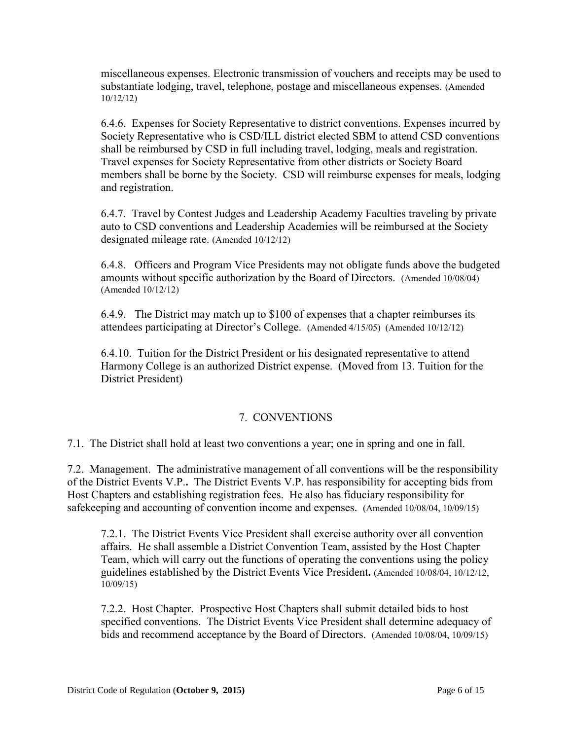miscellaneous expenses. Electronic transmission of vouchers and receipts may be used to substantiate lodging, travel, telephone, postage and miscellaneous expenses. (Amended 10/12/12)

6.4.6. Expenses for Society Representative to district conventions. Expenses incurred by Society Representative who is CSD/ILL district elected SBM to attend CSD conventions shall be reimbursed by CSD in full including travel, lodging, meals and registration. Travel expenses for Society Representative from other districts or Society Board members shall be borne by the Society. CSD will reimburse expenses for meals, lodging and registration.

6.4.7. Travel by Contest Judges and Leadership Academy Faculties traveling by private auto to CSD conventions and Leadership Academies will be reimbursed at the Society designated mileage rate. (Amended 10/12/12)

6.4.8. Officers and Program Vice Presidents may not obligate funds above the budgeted amounts without specific authorization by the Board of Directors. (Amended 10/08/04) (Amended 10/12/12)

6.4.9. The District may match up to $100 of expenses that a chapter reimburses its attendees participating at Director's College. (Amended 4/15/05) (Amended 10/12/12)

6.4.10. Tuition for the District President or his designated representative to attend Harmony College is an authorized District expense. (Moved from 13. Tuition for the District President)

## 7. CONVENTIONS

7.1. The District shall hold at least two conventions a year; one in spring and one in fall.

7.2. Management. The administrative management of all conventions will be the responsibility of the District Events V.P.**.** The District Events V.P. has responsibility for accepting bids from Host Chapters and establishing registration fees. He also has fiduciary responsibility for safekeeping and accounting of convention income and expenses. (Amended 10/08/04, 10/09/15)

7.2.1. The District Events Vice President shall exercise authority over all convention affairs. He shall assemble a District Convention Team, assisted by the Host Chapter Team, which will carry out the functions of operating the conventions using the policy guidelines established by the District Events Vice President**.** (Amended 10/08/04, 10/12/12, 10/09/15)

7.2.2. Host Chapter. Prospective Host Chapters shall submit detailed bids to host specified conventions. The District Events Vice President shall determine adequacy of bids and recommend acceptance by the Board of Directors. (Amended 10/08/04, 10/09/15)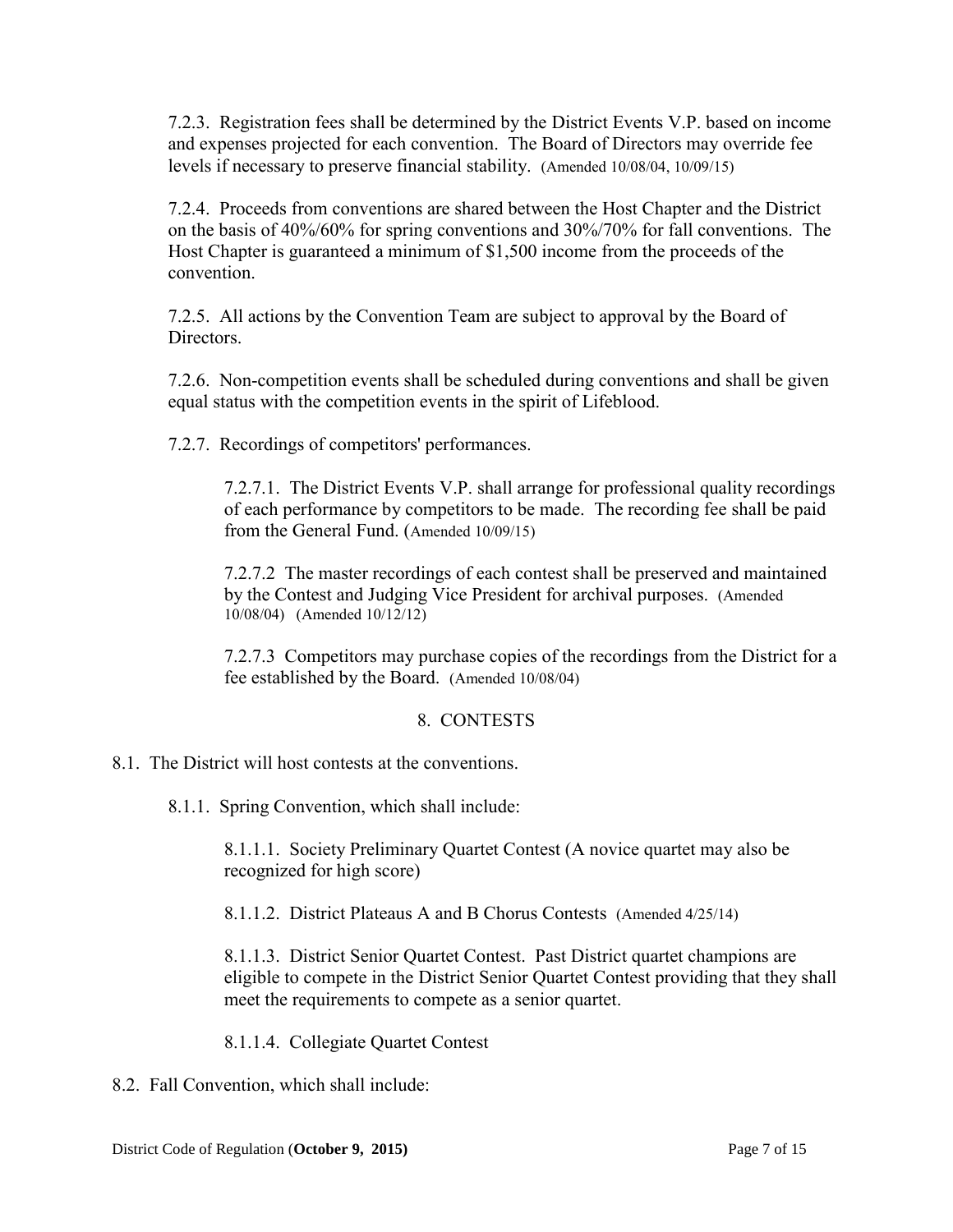7.2.3. Registration fees shall be determined by the District Events V.P. based on income and expenses projected for each convention. The Board of Directors may override fee levels if necessary to preserve financial stability. (Amended 10/08/04, 10/09/15)

7.2.4. Proceeds from conventions are shared between the Host Chapter and the District on the basis of 40%/60% for spring conventions and 30%/70% for fall conventions. The Host Chapter is guaranteed a minimum of $1,500 income from the proceeds of the convention.

7.2.5. All actions by the Convention Team are subject to approval by the Board of Directors.

7.2.6. Non-competition events shall be scheduled during conventions and shall be given equal status with the competition events in the spirit of Lifeblood.

7.2.7. Recordings of competitors' performances.

7.2.7.1. The District Events V.P. shall arrange for professional quality recordings of each performance by competitors to be made. The recording fee shall be paid from the General Fund. (Amended 10/09/15)

7.2.7.2 The master recordings of each contest shall be preserved and maintained by the Contest and Judging Vice President for archival purposes. (Amended 10/08/04) (Amended 10/12/12)

7.2.7.3 Competitors may purchase copies of the recordings from the District for a fee established by the Board. (Amended 10/08/04)

## 8. CONTESTS

8.1. The District will host contests at the conventions.

8.1.1. Spring Convention, which shall include:

8.1.1.1. Society Preliminary Quartet Contest (A novice quartet may also be recognized for high score)

8.1.1.2. District Plateaus A and B Chorus Contests (Amended 4/25/14)

8.1.1.3. District Senior Quartet Contest. Past District quartet champions are eligible to compete in the District Senior Quartet Contest providing that they shall meet the requirements to compete as a senior quartet.

8.1.1.4. Collegiate Quartet Contest

8.2. Fall Convention, which shall include: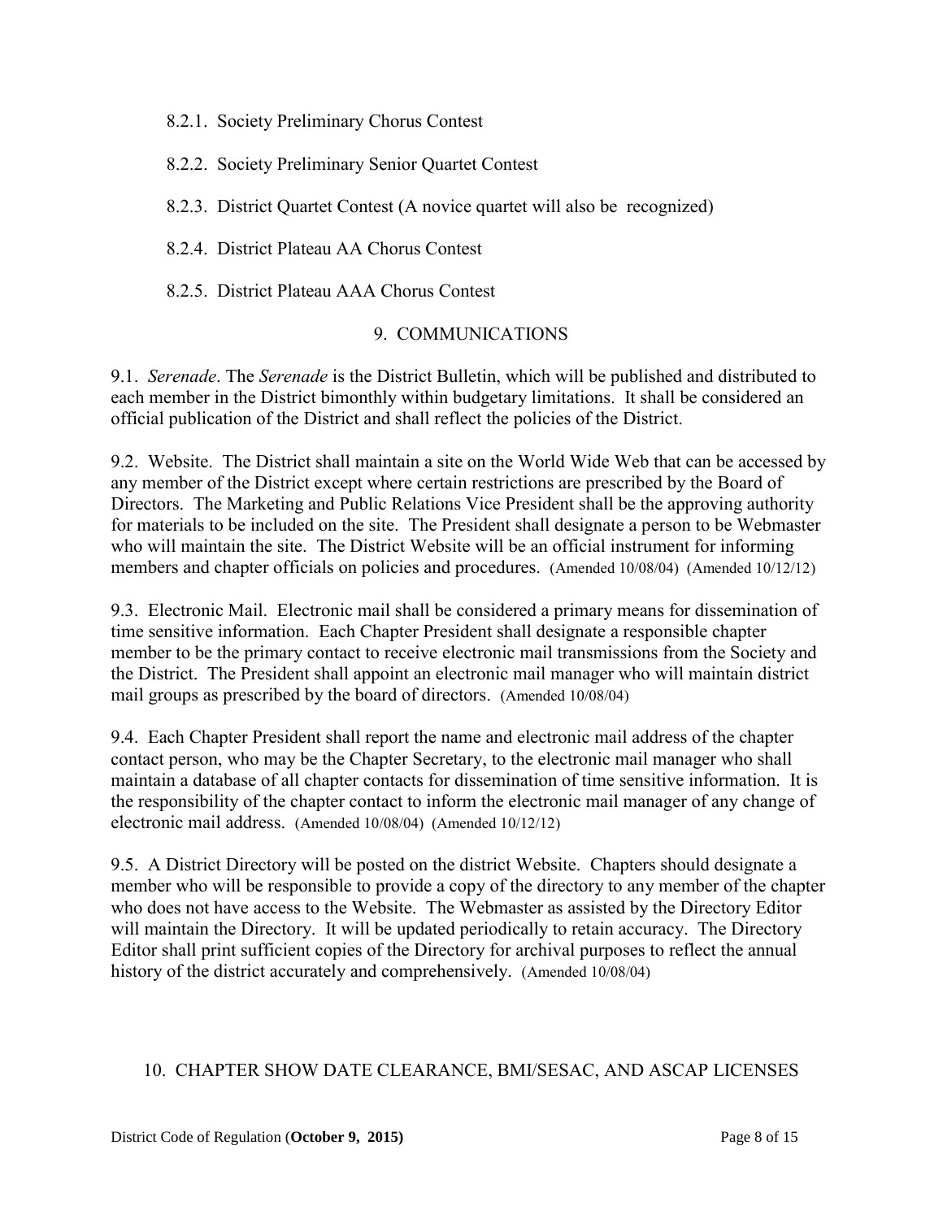8.2.1. Society Preliminary Chorus Contest

8.2.2. Society Preliminary Senior Quartet Contest

8.2.3. District Quartet Contest (A novice quartet will also be recognized)

8.2.4. District Plateau AA Chorus Contest

8.2.5. District Plateau AAA Chorus Contest

## 9. COMMUNICATIONS

9.1. *Serenade*. The *Serenade* is the District Bulletin, which will be published and distributed to each member in the District bimonthly within budgetary limitations. It shall be considered an official publication of the District and shall reflect the policies of the District.

9.2. Website. The District shall maintain a site on the World Wide Web that can be accessed by any member of the District except where certain restrictions are prescribed by the Board of Directors. The Marketing and Public Relations Vice President shall be the approving authority for materials to be included on the site. The President shall designate a person to be Webmaster who will maintain the site. The District Website will be an official instrument for informing members and chapter officials on policies and procedures. (Amended 10/08/04) (Amended 10/12/12)

9.3. Electronic Mail. Electronic mail shall be considered a primary means for dissemination of time sensitive information. Each Chapter President shall designate a responsible chapter member to be the primary contact to receive electronic mail transmissions from the Society and the District. The President shall appoint an electronic mail manager who will maintain district mail groups as prescribed by the board of directors. (Amended 10/08/04)

9.4. Each Chapter President shall report the name and electronic mail address of the chapter contact person, who may be the Chapter Secretary, to the electronic mail manager who shall maintain a database of all chapter contacts for dissemination of time sensitive information. It is the responsibility of the chapter contact to inform the electronic mail manager of any change of electronic mail address. (Amended 10/08/04) (Amended 10/12/12)

9.5. A District Directory will be posted on the district Website. Chapters should designate a member who will be responsible to provide a copy of the directory to any member of the chapter who does not have access to the Website. The Webmaster as assisted by the Directory Editor will maintain the Directory. It will be updated periodically to retain accuracy. The Directory Editor shall print sufficient copies of the Directory for archival purposes to reflect the annual history of the district accurately and comprehensively. (Amended 10/08/04)

## 10. CHAPTER SHOW DATE CLEARANCE, BMI/SESAC, AND ASCAP LICENSES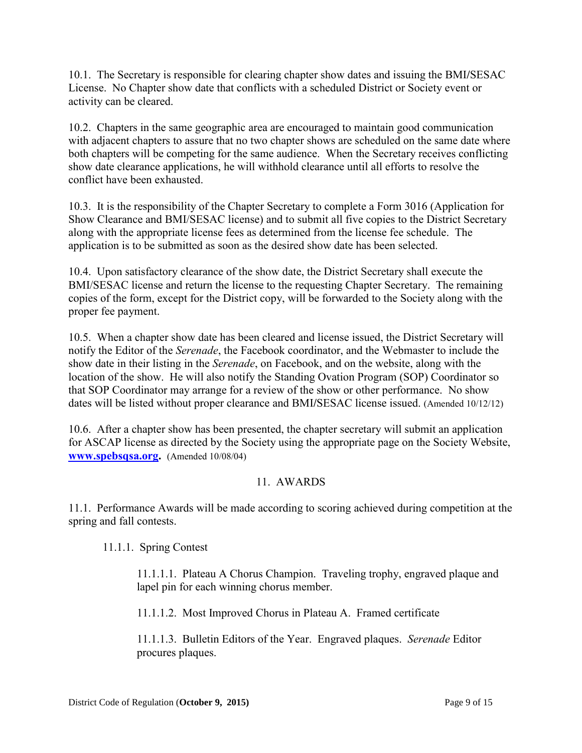10.1. The Secretary is responsible for clearing chapter show dates and issuing the BMI/SESAC License. No Chapter show date that conflicts with a scheduled District or Society event or activity can be cleared.

10.2. Chapters in the same geographic area are encouraged to maintain good communication with adjacent chapters to assure that no two chapter shows are scheduled on the same date where both chapters will be competing for the same audience. When the Secretary receives conflicting show date clearance applications, he will withhold clearance until all efforts to resolve the conflict have been exhausted.

10.3. It is the responsibility of the Chapter Secretary to complete a Form 3016 (Application for Show Clearance and BMI/SESAC license) and to submit all five copies to the District Secretary along with the appropriate license fees as determined from the license fee schedule. The application is to be submitted as soon as the desired show date has been selected.

10.4. Upon satisfactory clearance of the show date, the District Secretary shall execute the BMI/SESAC license and return the license to the requesting Chapter Secretary. The remaining copies of the form, except for the District copy, will be forwarded to the Society along with the proper fee payment.

10.5. When a chapter show date has been cleared and license issued, the District Secretary will notify the Editor of the *Serenade*, the Facebook coordinator, and the Webmaster to include the show date in their listing in the *Serenade*, on Facebook, and on the website, along with the location of the show. He will also notify the Standing Ovation Program (SOP) Coordinator so that SOP Coordinator may arrange for a review of the show or other performance. No show dates will be listed without proper clearance and BMI/SESAC license issued. (Amended 10/12/12)

10.6. After a chapter show has been presented, the chapter secretary will submit an application for ASCAP license as directed by the Society using the appropriate page on the Society Website, **www.spebsqsa.org.** (Amended 10/08/04)

## 11. AWARDS

11.1. Performance Awards will be made according to scoring achieved during competition at the spring and fall contests.

11.1.1. Spring Contest

11.1.1.1. Plateau A Chorus Champion. Traveling trophy, engraved plaque and lapel pin for each winning chorus member.

11.1.1.2. Most Improved Chorus in Plateau A. Framed certificate

11.1.1.3. Bulletin Editors of the Year. Engraved plaques. *Serenade* Editor procures plaques.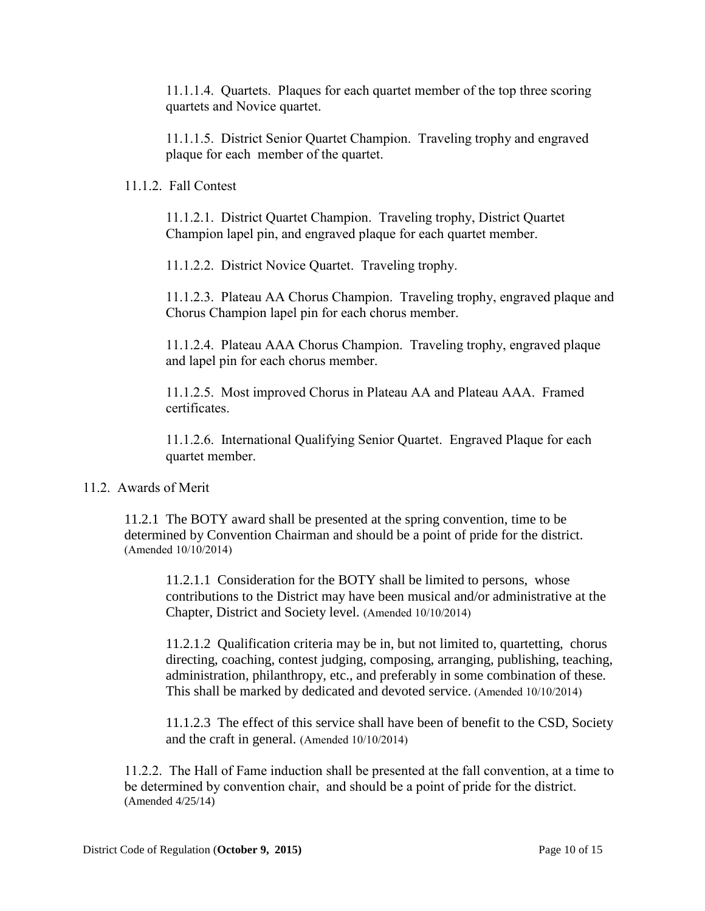11.1.1.4. Quartets. Plaques for each quartet member of the top three scoring quartets and Novice quartet.

11.1.1.5. District Senior Quartet Champion. Traveling trophy and engraved plaque for each member of the quartet.

11.1.2. Fall Contest

11.1.2.1. District Quartet Champion. Traveling trophy, District Quartet Champion lapel pin, and engraved plaque for each quartet member.

11.1.2.2. District Novice Quartet. Traveling trophy.

11.1.2.3. Plateau AA Chorus Champion. Traveling trophy, engraved plaque and Chorus Champion lapel pin for each chorus member.

11.1.2.4. Plateau AAA Chorus Champion. Traveling trophy, engraved plaque and lapel pin for each chorus member.

11.1.2.5. Most improved Chorus in Plateau AA and Plateau AAA. Framed certificates.

11.1.2.6. International Qualifying Senior Quartet. Engraved Plaque for each quartet member.

11.2. Awards of Merit

11.2.1 The BOTY award shall be presented at the spring convention, time to be determined by Convention Chairman and should be a point of pride for the district. (Amended 10/10/2014)

11.2.1.1 Consideration for the BOTY shall be limited to persons, whose contributions to the District may have been musical and/or administrative at the Chapter, District and Society level. (Amended 10/10/2014)

11.2.1.2 Qualification criteria may be in, but not limited to, quartetting, chorus directing, coaching, contest judging, composing, arranging, publishing, teaching, administration, philanthropy, etc., and preferably in some combination of these. This shall be marked by dedicated and devoted service. (Amended 10/10/2014)

11.1.2.3 The effect of this service shall have been of benefit to the CSD, Society and the craft in general. (Amended 10/10/2014)

11.2.2. The Hall of Fame induction shall be presented at the fall convention, at a time to be determined by convention chair, and should be a point of pride for the district. (Amended 4/25/14)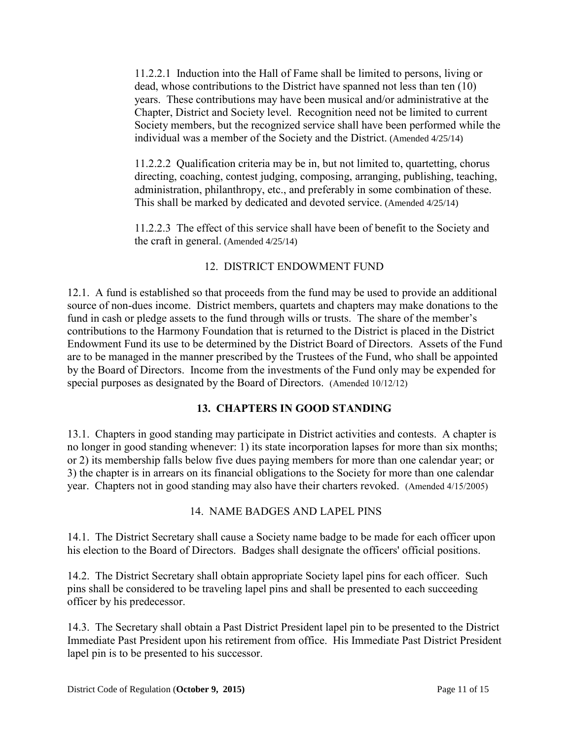11.2.2.1 Induction into the Hall of Fame shall be limited to persons, living or dead, whose contributions to the District have spanned not less than ten (10) years. These contributions may have been musical and/or administrative at the Chapter, District and Society level. Recognition need not be limited to current Society members, but the recognized service shall have been performed while the individual was a member of the Society and the District. (Amended 4/25/14)

11.2.2.2 Qualification criteria may be in, but not limited to, quartetting, chorus directing, coaching, contest judging, composing, arranging, publishing, teaching, administration, philanthropy, etc., and preferably in some combination of these. This shall be marked by dedicated and devoted service. (Amended 4/25/14)

11.2.2.3 The effect of this service shall have been of benefit to the Society and the craft in general. (Amended 4/25/14)

## 12. DISTRICT ENDOWMENT FUND

12.1. A fund is established so that proceeds from the fund may be used to provide an additional source of non-dues income. District members, quartets and chapters may make donations to the fund in cash or pledge assets to the fund through wills or trusts. The share of the member's contributions to the Harmony Foundation that is returned to the District is placed in the District Endowment Fund its use to be determined by the District Board of Directors. Assets of the Fund are to be managed in the manner prescribed by the Trustees of the Fund, who shall be appointed by the Board of Directors. Income from the investments of the Fund only may be expended for special purposes as designated by the Board of Directors. (Amended 10/12/12)

## 13. CHAPTERS IN GOOD STANDING

13.1. Chapters in good standing may participate in District activities and contests. A chapter is no longer in good standing whenever: 1) its state incorporation lapses for more than six months; or 2) its membership falls below five dues paying members for more than one calendar year; or 3) the chapter is in arrears on its financial obligations to the Society for more than one calendar year. Chapters not in good standing may also have their charters revoked. (Amended 4/15/2005)

## 14. NAME BADGES AND LAPEL PINS

14.1. The District Secretary shall cause a Society name badge to be made for each officer upon his election to the Board of Directors. Badges shall designate the officers' official positions.

14.2. The District Secretary shall obtain appropriate Society lapel pins for each officer. Such pins shall be considered to be traveling lapel pins and shall be presented to each succeeding officer by his predecessor.

14.3. The Secretary shall obtain a Past District President lapel pin to be presented to the District Immediate Past President upon his retirement from office. His Immediate Past District President lapel pin is to be presented to his successor.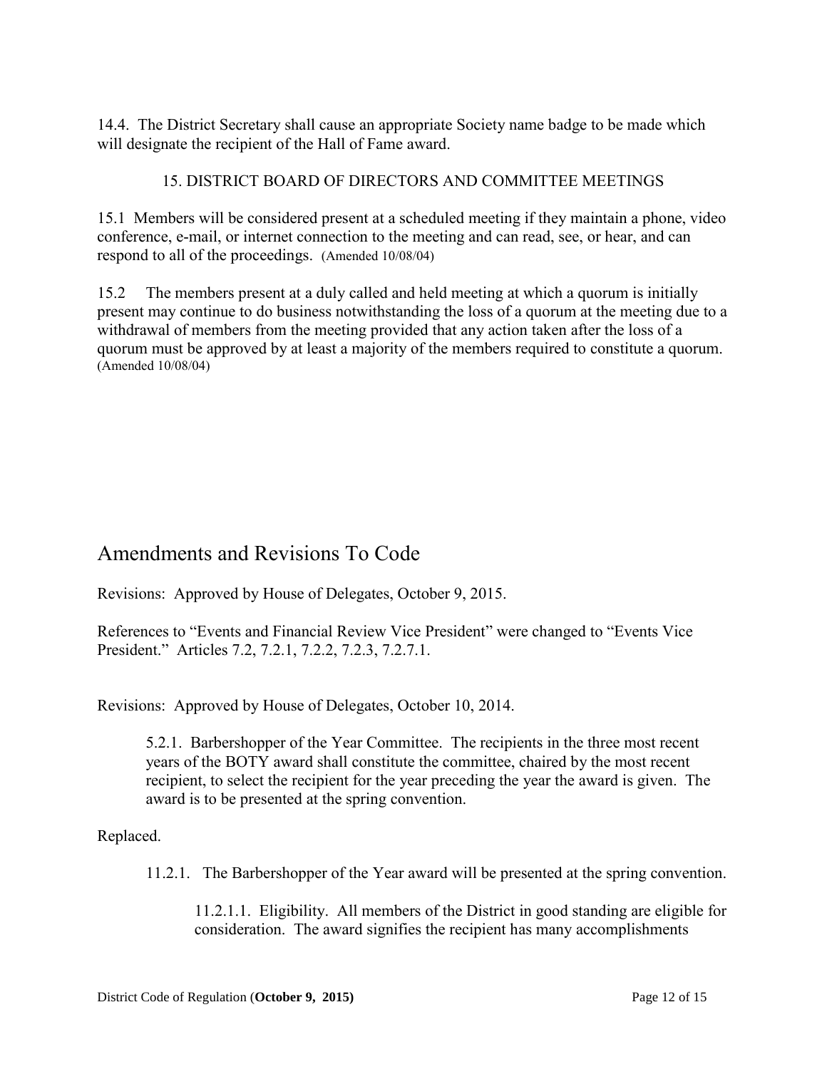14.4. The District Secretary shall cause an appropriate Society name badge to be made which will designate the recipient of the Hall of Fame award.

### 15. DISTRICT BOARD OF DIRECTORS AND COMMITTEE MEETINGS

15.1 Members will be considered present at a scheduled meeting if they maintain a phone, video conference, e-mail, or internet connection to the meeting and can read, see, or hear, and can respond to all of the proceedings. (Amended 10/08/04)

15.2 The members present at a duly called and held meeting at which a quorum is initially present may continue to do business notwithstanding the loss of a quorum at the meeting due to a withdrawal of members from the meeting provided that any action taken after the loss of a quorum must be approved by at least a majority of the members required to constitute a quorum. (Amended 10/08/04)

## Amendments and Revisions To Code

Revisions: Approved by House of Delegates, October 9, 2015.

References to "Events and Financial Review Vice President" were changed to "Events Vice President." Articles 7.2, 7.2.1, 7.2.2, 7.2.3, 7.2.7.1.

Revisions: Approved by House of Delegates, October 10, 2014.

> 5.2.1. Barbershopper of the Year Committee. The recipients in the three most recent years of the BOTY award shall constitute the committee, chaired by the most recent recipient, to select the recipient for the year preceding the year the award is given. The award is to be presented at the spring convention.

Replaced.

> 11.2.1. The Barbershopper of the Year award will be presented at the spring convention.
>
> > 11.2.1.1. Eligibility. All members of the District in good standing are eligible for consideration. The award signifies the recipient has many accomplishments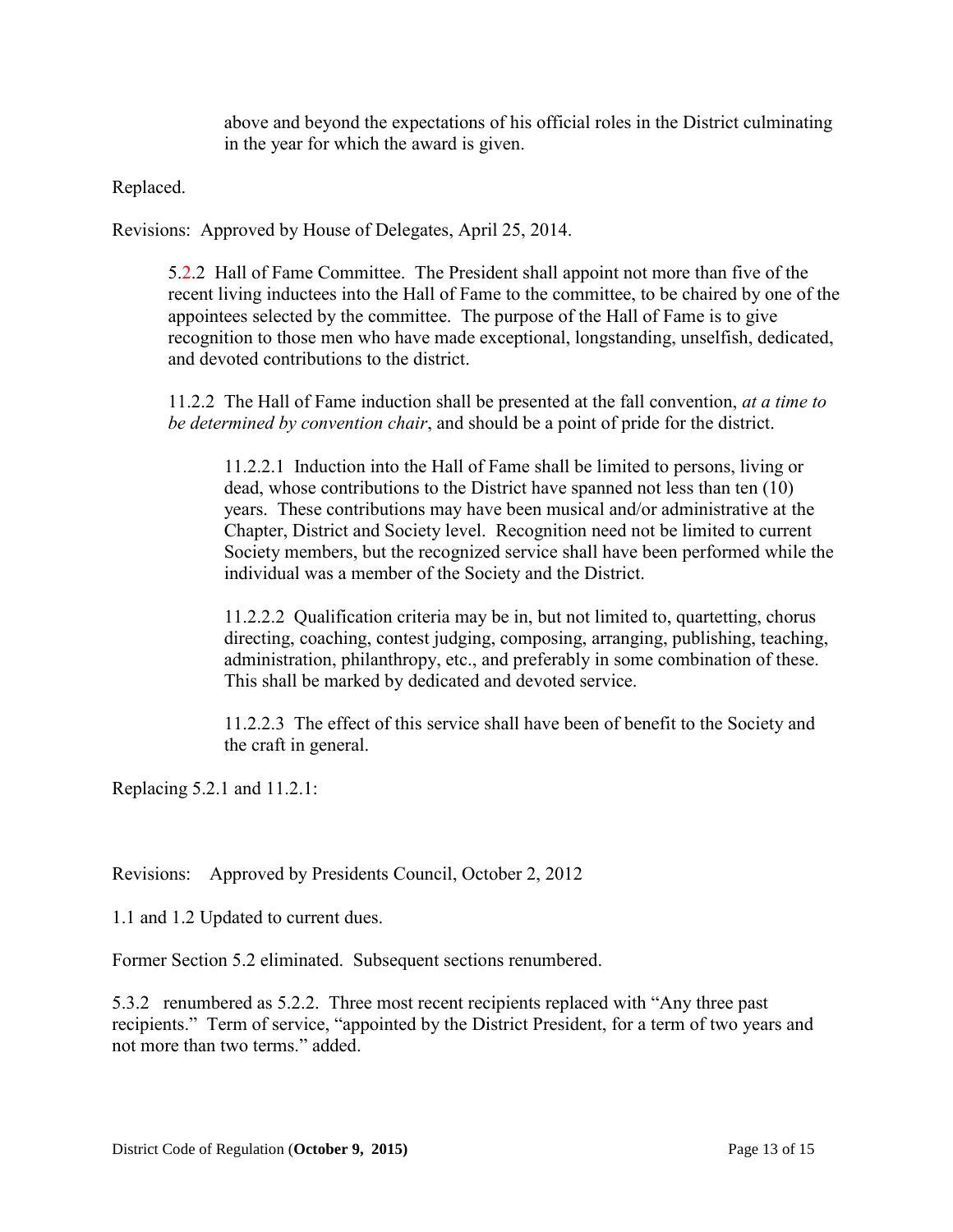above and beyond the expectations of his official roles in the District culminating in the year for which the award is given.

Replaced.

Revisions: Approved by House of Delegates, April 25, 2014.

5.2.2 Hall of Fame Committee. The President shall appoint not more than five of the recent living inductees into the Hall of Fame to the committee, to be chaired by one of the appointees selected by the committee. The purpose of the Hall of Fame is to give recognition to those men who have made exceptional, longstanding, unselfish, dedicated, and devoted contributions to the district.

11.2.2 The Hall of Fame induction shall be presented at the fall convention, *at a time to be determined by convention chair*, and should be a point of pride for the district.

11.2.2.1 Induction into the Hall of Fame shall be limited to persons, living or dead, whose contributions to the District have spanned not less than ten (10) years. These contributions may have been musical and/or administrative at the Chapter, District and Society level. Recognition need not be limited to current Society members, but the recognized service shall have been performed while the individual was a member of the Society and the District.

11.2.2.2 Qualification criteria may be in, but not limited to, quartetting, chorus directing, coaching, contest judging, composing, arranging, publishing, teaching, administration, philanthropy, etc., and preferably in some combination of these. This shall be marked by dedicated and devoted service.

11.2.2.3 The effect of this service shall have been of benefit to the Society and the craft in general.

Replacing 5.2.1 and 11.2.1:

Revisions: Approved by Presidents Council, October 2, 2012

1.1 and 1.2 Updated to current dues.

Former Section 5.2 eliminated. Subsequent sections renumbered.

5.3.2 renumbered as 5.2.2. Three most recent recipients replaced with "Any three past recipients." Term of service, "appointed by the District President, for a term of two years and not more than two terms." added.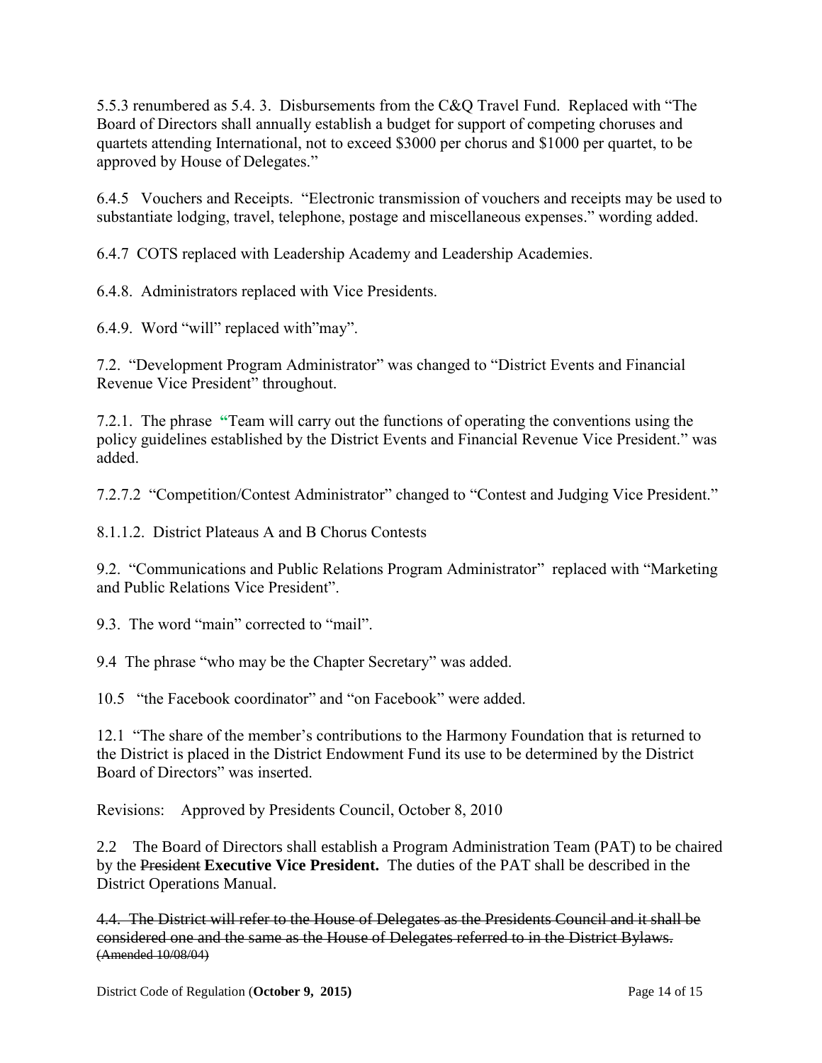5.5.3 renumbered as 5.4. 3. Disbursements from the C&Q Travel Fund. Replaced with "The Board of Directors shall annually establish a budget for support of competing choruses and quartets attending International, not to exceed $3000 per chorus and $1000 per quartet, to be approved by House of Delegates."

6.4.5 Vouchers and Receipts. "Electronic transmission of vouchers and receipts may be used to substantiate lodging, travel, telephone, postage and miscellaneous expenses." wording added.

6.4.7 COTS replaced with Leadership Academy and Leadership Academies.

6.4.8. Administrators replaced with Vice Presidents.

6.4.9. Word "will" replaced with"may".

7.2. "Development Program Administrator" was changed to "District Events and Financial Revenue Vice President" throughout.

7.2.1. The phrase "Team will carry out the functions of operating the conventions using the policy guidelines established by the District Events and Financial Revenue Vice President." was added.

7.2.7.2 "Competition/Contest Administrator" changed to "Contest and Judging Vice President."

8.1.1.2. District Plateaus A and B Chorus Contests

9.2. "Communications and Public Relations Program Administrator" replaced with "Marketing and Public Relations Vice President".

9.3. The word "main" corrected to "mail".

9.4 The phrase "who may be the Chapter Secretary" was added.

10.5 "the Facebook coordinator" and "on Facebook" were added.

12.1 "The share of the member's contributions to the Harmony Foundation that is returned to the District is placed in the District Endowment Fund its use to be determined by the District Board of Directors" was inserted.

Revisions: Approved by Presidents Council, October 8, 2010

2.2 The Board of Directors shall establish a Program Administration Team (PAT) to be chaired by the ~~President~~ **Executive Vice President.** The duties of the PAT shall be described in the District Operations Manual.

~~4.4. The District will refer to the House of Delegates as the Presidents Council and it shall be considered one and the same as the House of Delegates referred to in the District Bylaws. (Amended 10/08/04)~~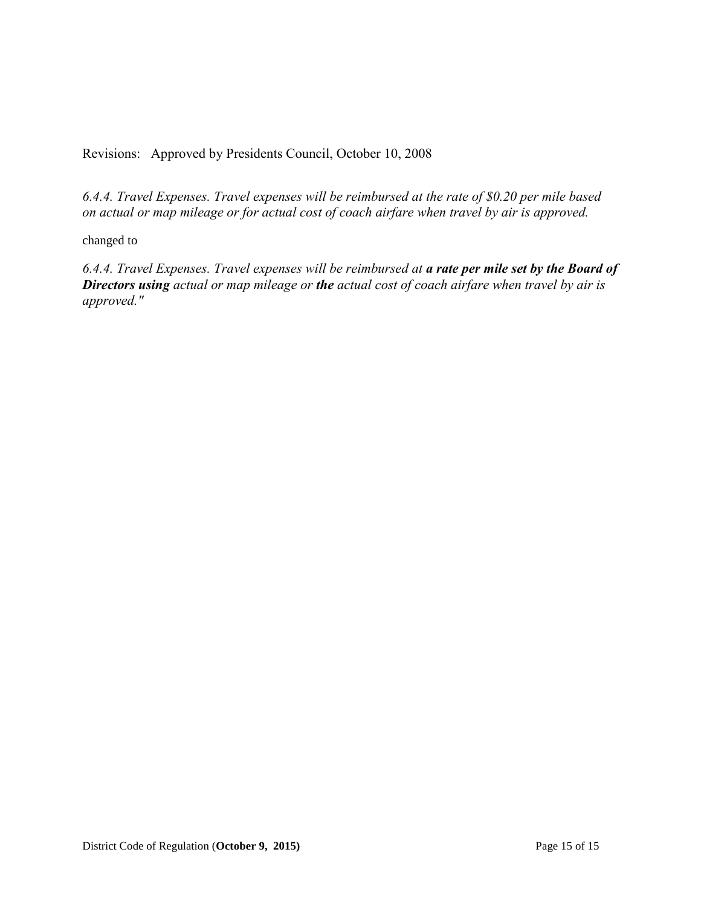Revisions: Approved by Presidents Council, October 10, 2008

*6.4.4. Travel Expenses. Travel expenses will be reimbursed at the rate of $0.20 per mile based on actual or map mileage or for actual cost of coach airfare when travel by air is approved.*

changed to

*6.4.4. Travel Expenses. Travel expenses will be reimbursed at* ***a rate per mile set by the Board of Directors using*** *actual or map mileage or* ***the*** *actual cost of coach airfare when travel by air is approved."*